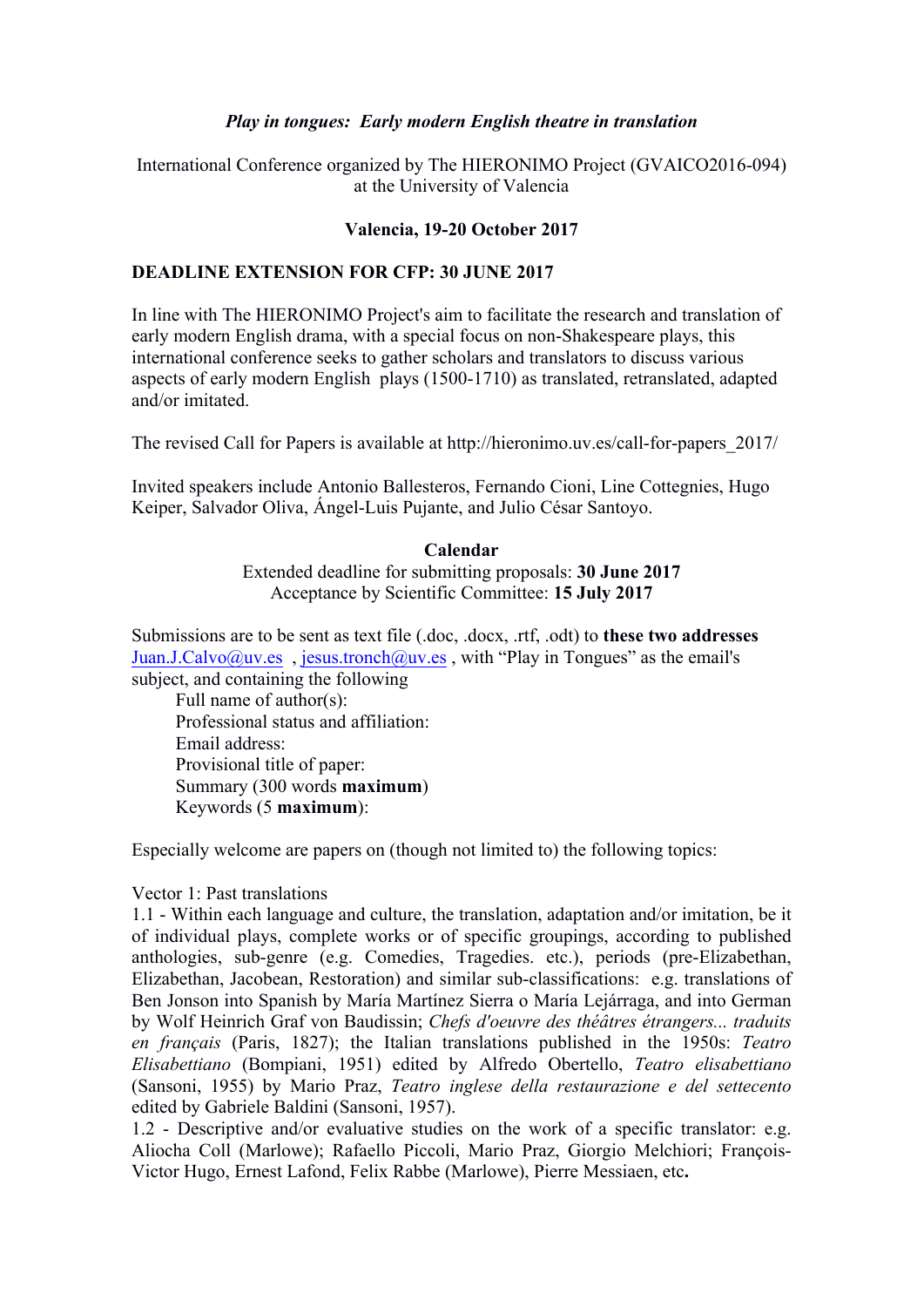***Play in tongues: Early modern English theatre in translation***

International Conference organized by The HIERONIMO Project (GVAICO2016-094) at the University of Valencia

**Valencia, 19-20 October 2017**

**DEADLINE EXTENSION FOR CFP: 30 JUNE 2017**

In line with The HIERONIMO Project's aim to facilitate the research and translation of early modern English drama, with a special focus on non-Shakespeare plays, this international conference seeks to gather scholars and translators to discuss various aspects of early modern English plays (1500-1710) as translated, retranslated, adapted and/or imitated.

The revised Call for Papers is available at http://hieronimo.uv.es/call-for-papers_2017/

Invited speakers include Antonio Ballesteros, Fernando Cioni, Line Cottegnies, Hugo Keiper, Salvador Oliva, Ángel-Luis Pujante, and Julio César Santoyo.

**Calendar**

Extended deadline for submitting proposals: **30 June 2017**
Acceptance by Scientific Committee: **15 July 2017**

Submissions are to be sent as text file (.doc, .docx, .rtf, .odt) to **these two addresses** Juan.J.Calvo@uv.es , jesus.tronch@uv.es , with "Play in Tongues" as the email's subject, and containing the following

Full name of author(s):
Professional status and affiliation:
Email address:
Provisional title of paper:
Summary (300 words **maximum**)
Keywords (5 **maximum**):

Especially welcome are papers on (though not limited to) the following topics:

Vector 1: Past translations

1.1 - Within each language and culture, the translation, adaptation and/or imitation, be it of individual plays, complete works or of specific groupings, according to published anthologies, sub-genre (e.g. Comedies, Tragedies. etc.), periods (pre-Elizabethan, Elizabethan, Jacobean, Restoration) and similar sub-classifications: e.g. translations of Ben Jonson into Spanish by María Martínez Sierra o María Lejárraga, and into German by Wolf Heinrich Graf von Baudissin; *Chefs d'oeuvre des théâtres étrangers... traduits en français* (Paris, 1827); the Italian translations published in the 1950s: *Teatro Elisabettiano* (Bompiani, 1951) edited by Alfredo Obertello, *Teatro elisabettiano* (Sansoni, 1955) by Mario Praz, *Teatro inglese della restaurazione e del settecento* edited by Gabriele Baldini (Sansoni, 1957).

1.2 - Descriptive and/or evaluative studies on the work of a specific translator: e.g. Aliocha Coll (Marlowe); Rafaello Piccoli, Mario Praz, Giorgio Melchiori; François-Victor Hugo, Ernest Lafond, Felix Rabbe (Marlowe), Pierre Messiaen, etc.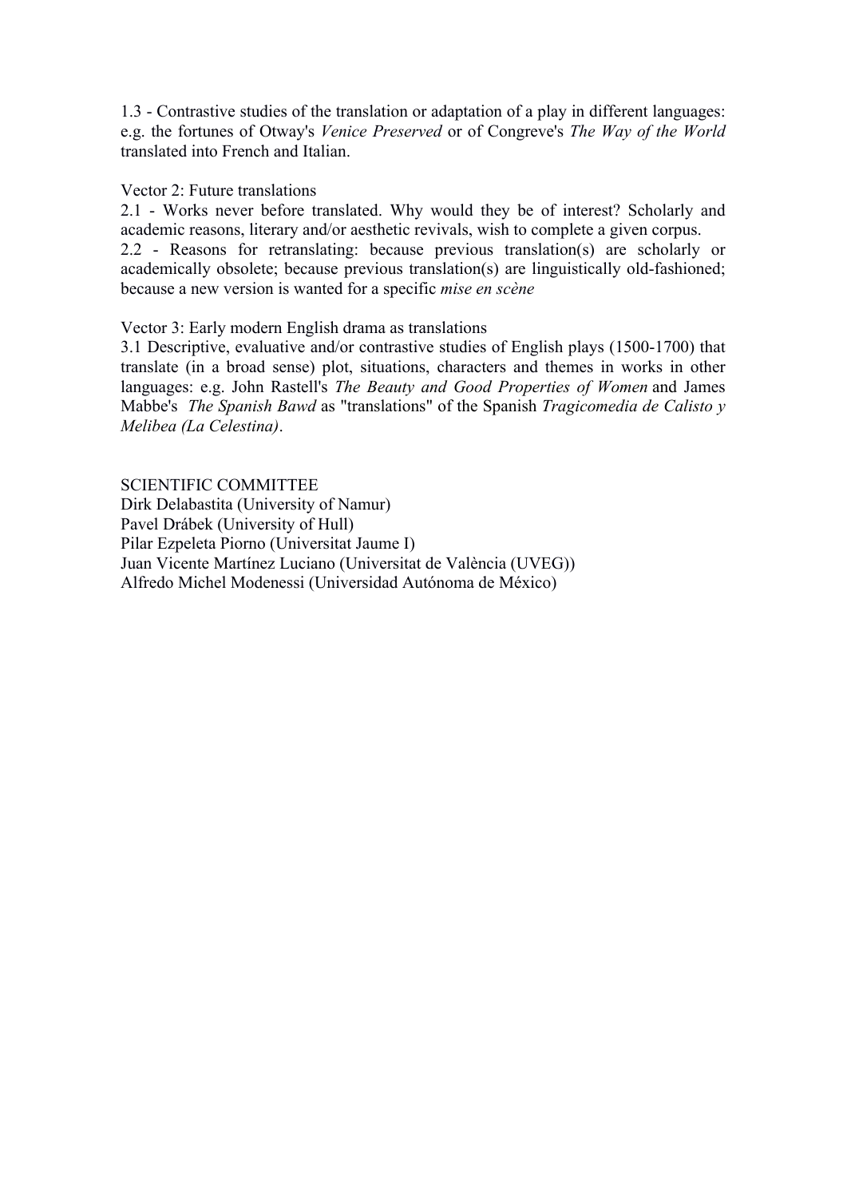1.3 - Contrastive studies of the translation or adaptation of a play in different languages: e.g. the fortunes of Otway's *Venice Preserved* or of Congreve's *The Way of the World* translated into French and Italian.

Vector 2: Future translations

2.1 - Works never before translated. Why would they be of interest? Scholarly and academic reasons, literary and/or aesthetic revivals, wish to complete a given corpus.

2.2 - Reasons for retranslating: because previous translation(s) are scholarly or academically obsolete; because previous translation(s) are linguistically old-fashioned; because a new version is wanted for a specific *mise en scène*

Vector 3: Early modern English drama as translations

3.1 Descriptive, evaluative and/or contrastive studies of English plays (1500-1700) that translate (in a broad sense) plot, situations, characters and themes in works in other languages: e.g. John Rastell's *The Beauty and Good Properties of Women* and James Mabbe's *The Spanish Bawd* as "translations" of the Spanish *Tragicomedia de Calisto y Melibea (La Celestina)*.

SCIENTIFIC COMMITTEE

Dirk Delabastita (University of Namur)
Pavel Drábek (University of Hull)
Pilar Ezpeleta Piorno (Universitat Jaume I)
Juan Vicente Martínez Luciano (Universitat de València (UVEG))
Alfredo Michel Modenessi (Universidad Autónoma de México)